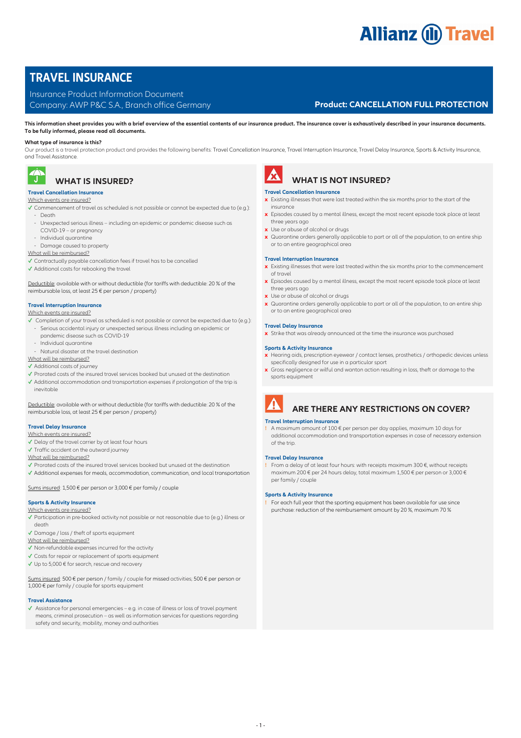# TRAVEL INSURANCE

Insurance Product Information Document
Company: AWP P&C S.A., Branch office Germany

**Product: CANCELLATION FULL PROTECTION**

**This information sheet provides you with a brief overview of the essential contents of our insurance product. The insurance cover is exhaustively described in your insurance documents. To be fully informed, please read all documents.**

**What type of insurance is this?**
Our product is a travel protection product and provides the following benefits: Travel Cancellation Insurance, Travel Interruption Insurance, Travel Delay Insurance, Sports & Activity Insurance, and Travel Assistance.

## WHAT IS INSURED?

### Travel Cancellation Insurance

Which events are insured?

- ✓ Commencement of travel as scheduled is not possible or cannot be expected due to (e.g.):
  - Death
  - Unexpected serious illness – including an epidemic or pandemic disease such as COVID-19 – or pregnancy
  - Individual quarantine
  - Damage caused to property

What will be reimbursed?

- ✓ Contractually payable cancellation fees if travel has to be cancelled
- ✓ Additional costs for rebooking the travel

Deductible: available with or without deductible (for tariffs with deductible: 20 % of the reimbursable loss, at least 25 € per person / property)

### Travel Interruption Insurance

Which events are insured?

- ✓ Completion of your travel as scheduled is not possible or cannot be expected due to (e.g.):
  - Serious accidental injury or unexpected serious illness including an epidemic or pandemic disease such as COVID-19
  - Individual quarantine
  - Natural disaster at the travel destination

What will be reimbursed?

- ✓ Additional costs of journey
- ✓ Prorated costs of the insured travel services booked but unused at the destination
- ✓ Additional accommodation and transportation expenses if prolongation of the trip is inevitable

Deductible: available with or without deductible (for tariffs with deductible: 20 % of the reimbursable loss, at least 25 € per person / property)

### Travel Delay Insurance

Which events are insured?

- ✓ Delay of the travel carrier by at least four hours
- ✓ Traffic accident on the outward journey

What will be reimbursed?

- ✓ Prorated costs of the insured travel services booked but unused at the destination
- ✓ Additional expenses for meals, accommodation, communication, and local transportation

Sums insured: 1,500 € per person or 3,000 € per family / couple

### Sports & Activity Insurance

Which events are insured?

- ✓ Participation in pre-booked activity not possible or not reasonable due to (e.g.) illness or death
- ✓ Damage / loss / theft of sports equipment

What will be reimbursed?

- ✓ Non-refundable expenses incurred for the activity
- ✓ Costs for repair or replacement of sports equipment
- ✓ Up to 5,000 € for search, rescue and recovery

Sums insured: 500 € per person / family / couple for missed activities; 500 € per person or 1,000 € per family / couple for sports equipment

### Travel Assistance

- ✓ Assistance for personal emergencies – e.g. in case of illness or loss of travel payment means, criminal prosecution – as well as information services for questions regarding safety and security, mobility, money and authorities

## WHAT IS NOT INSURED?

### Travel Cancellation Insurance

- x Existing illnesses that were last treated within the six months prior to the start of the insurance
- x Episodes caused by a mental illness, except the most recent episode took place at least three years ago
- x Use or abuse of alcohol or drugs
- x Quarantine orders generally applicable to part or all of the population, to an entire ship or to an entire geographical area

### Travel Interruption Insurance

- x Existing illnesses that were last treated within the six months prior to the commencement of travel
- x Episodes caused by a mental illness, except the most recent episode took place at least three years ago
- x Use or abuse of alcohol or drugs
- x Quarantine orders generally applicable to part or all of the population, to an entire ship or to an entire geographical area

### Travel Delay Insurance

- x Strike that was already announced at the time the insurance was purchased

### Sports & Activity Insurance

- x Hearing aids, prescription eyewear / contact lenses, prosthetics / orthopedic devices unless specifically designed for use in a particular sport
- x Gross negligence or wilful and wanton action resulting in loss, theft or damage to the sports equipment

## ARE THERE ANY RESTRICTIONS ON COVER?

### Travel Interruption Insurance

- ! A maximum amount of 100 € per person per day applies, maximum 10 days for additional accommodation and transportation expenses in case of necessary extension of the trip.

### Travel Delay Insurance

- ! From a delay of at least four hours: with receipts maximum 300 €, without receipts maximum 200 € per 24 hours delay, total maximum 1,500 € per person or 3,000 € per family / couple

### Sports & Activity Insurance

- ! For each full year that the sporting equipment has been available for use since purchase: reduction of the reimbursement amount by 20 %, maximum 70 %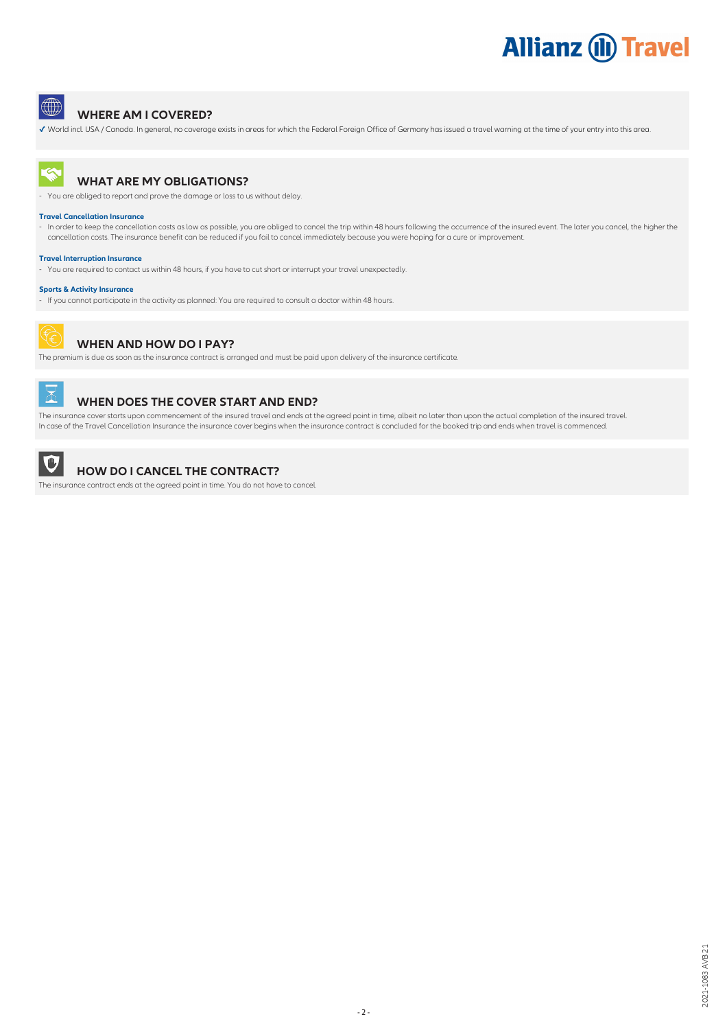## WHERE AM I COVERED?

✔ World incl. USA / Canada. In general, no coverage exists in areas for which the Federal Foreign Office of Germany has issued a travel warning at the time of your entry into this area.

## WHAT ARE MY OBLIGATIONS?

- You are obliged to report and prove the damage or loss to us without delay.

**Travel Cancellation Insurance**

- In order to keep the cancellation costs as low as possible, you are obliged to cancel the trip within 48 hours following the occurrence of the insured event. The later you cancel, the higher the cancellation costs. The insurance benefit can be reduced if you fail to cancel immediately because you were hoping for a cure or improvement.

**Travel Interruption Insurance**

- You are required to contact us within 48 hours, if you have to cut short or interrupt your travel unexpectedly.

**Sports & Activity Insurance**

- If you cannot participate in the activity as planned: You are required to consult a doctor within 48 hours.

## WHEN AND HOW DO I PAY?

The premium is due as soon as the insurance contract is arranged and must be paid upon delivery of the insurance certificate.

## WHEN DOES THE COVER START AND END?

The insurance cover starts upon commencement of the insured travel and ends at the agreed point in time, albeit no later than upon the actual completion of the insured travel.
In case of the Travel Cancellation Insurance the insurance cover begins when the insurance contract is concluded for the booked trip and ends when travel is commenced.

## HOW DO I CANCEL THE CONTRACT?

The insurance contract ends at the agreed point in time. You do not have to cancel.

2021-1083 AVB 21